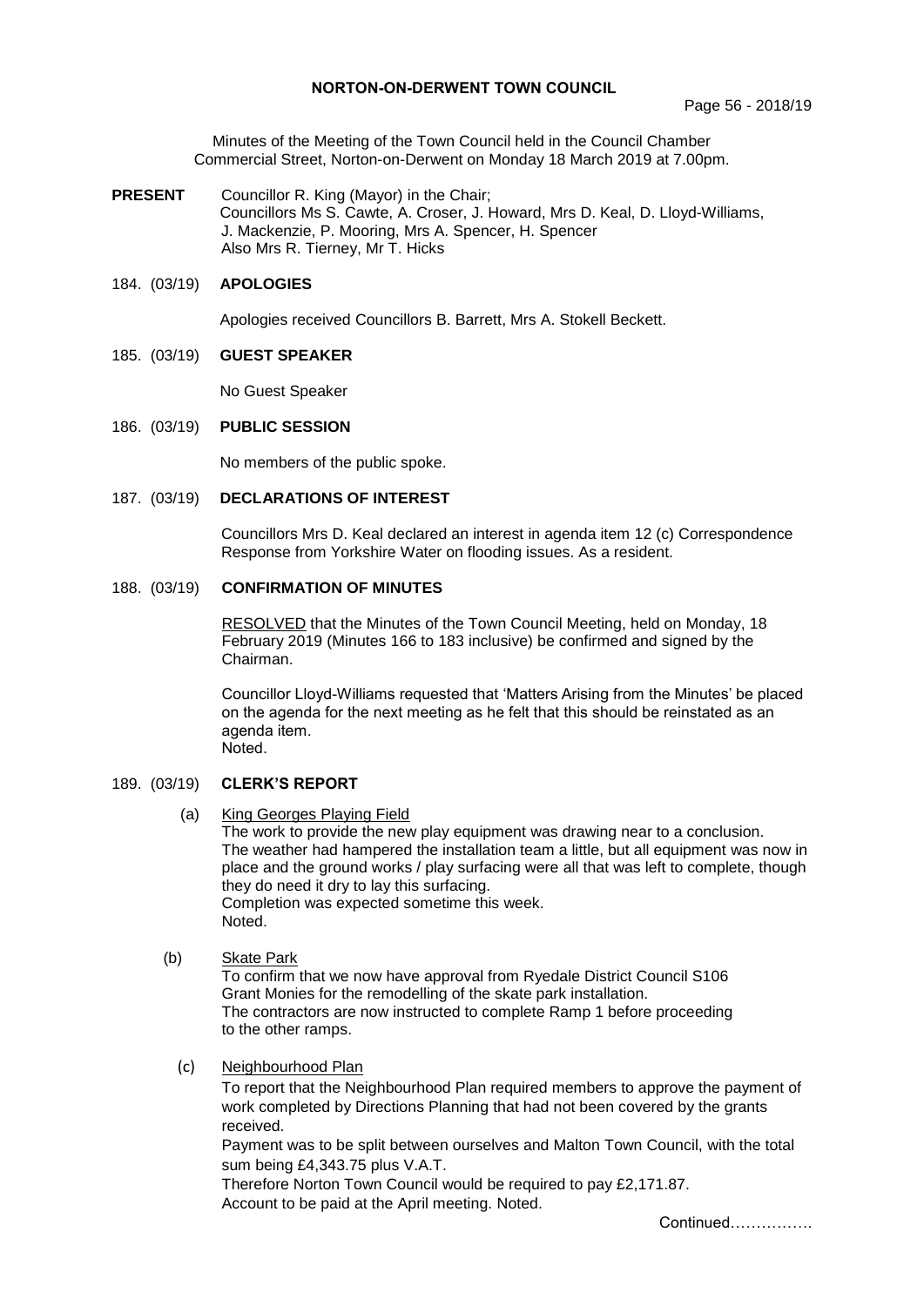# NORTON-ON-DERWENT TOWN COUNCIL

Minutes of the Meeting of the Town Council held in the Council Chamber Commercial Street, Norton-on-Derwent on Monday 18 March 2019 at 7.00pm.

**PRESENT** Councillor R. King (Mayor) in the Chair;
Councillors Ms S. Cawte, A. Croser, J. Howard, Mrs D. Keal, D. Lloyd-Williams, J. Mackenzie, P. Mooring, Mrs A. Spencer, H. Spencer
Also Mrs R. Tierney, Mr T. Hicks

## 184. (03/19) APOLOGIES

Apologies received Councillors B. Barrett, Mrs A. Stokell Beckett.

## 185. (03/19) GUEST SPEAKER

No Guest Speaker

## 186. (03/19) PUBLIC SESSION

No members of the public spoke.

## 187. (03/19) DECLARATIONS OF INTEREST

Councillors Mrs D. Keal declared an interest in agenda item 12 (c) Correspondence Response from Yorkshire Water on flooding issues. As a resident.

## 188. (03/19) CONFIRMATION OF MINUTES

RESOLVED that the Minutes of the Town Council Meeting, held on Monday, 18 February 2019 (Minutes 166 to 183 inclusive) be confirmed and signed by the Chairman.

Councillor Lloyd-Williams requested that 'Matters Arising from the Minutes' be placed on the agenda for the next meeting as he felt that this should be reinstated as an agenda item.
Noted.

## 189. (03/19) CLERK'S REPORT

(a) King Georges Playing Field

The work to provide the new play equipment was drawing near to a conclusion. The weather had hampered the installation team a little, but all equipment was now in place and the ground works / play surfacing were all that was left to complete, though they do need it dry to lay this surfacing.
Completion was expected sometime this week.
Noted.

(b) Skate Park

To confirm that we now have approval from Ryedale District Council S106 Grant Monies for the remodelling of the skate park installation.
The contractors are now instructed to complete Ramp 1 before proceeding to the other ramps.

(c) Neighbourhood Plan

To report that the Neighbourhood Plan required members to approve the payment of work completed by Directions Planning that had not been covered by the grants received.
Payment was to be split between ourselves and Malton Town Council, with the total sum being £4,343.75 plus V.A.T.
Therefore Norton Town Council would be required to pay £2,171.87.
Account to be paid at the April meeting. Noted.

Continued…………….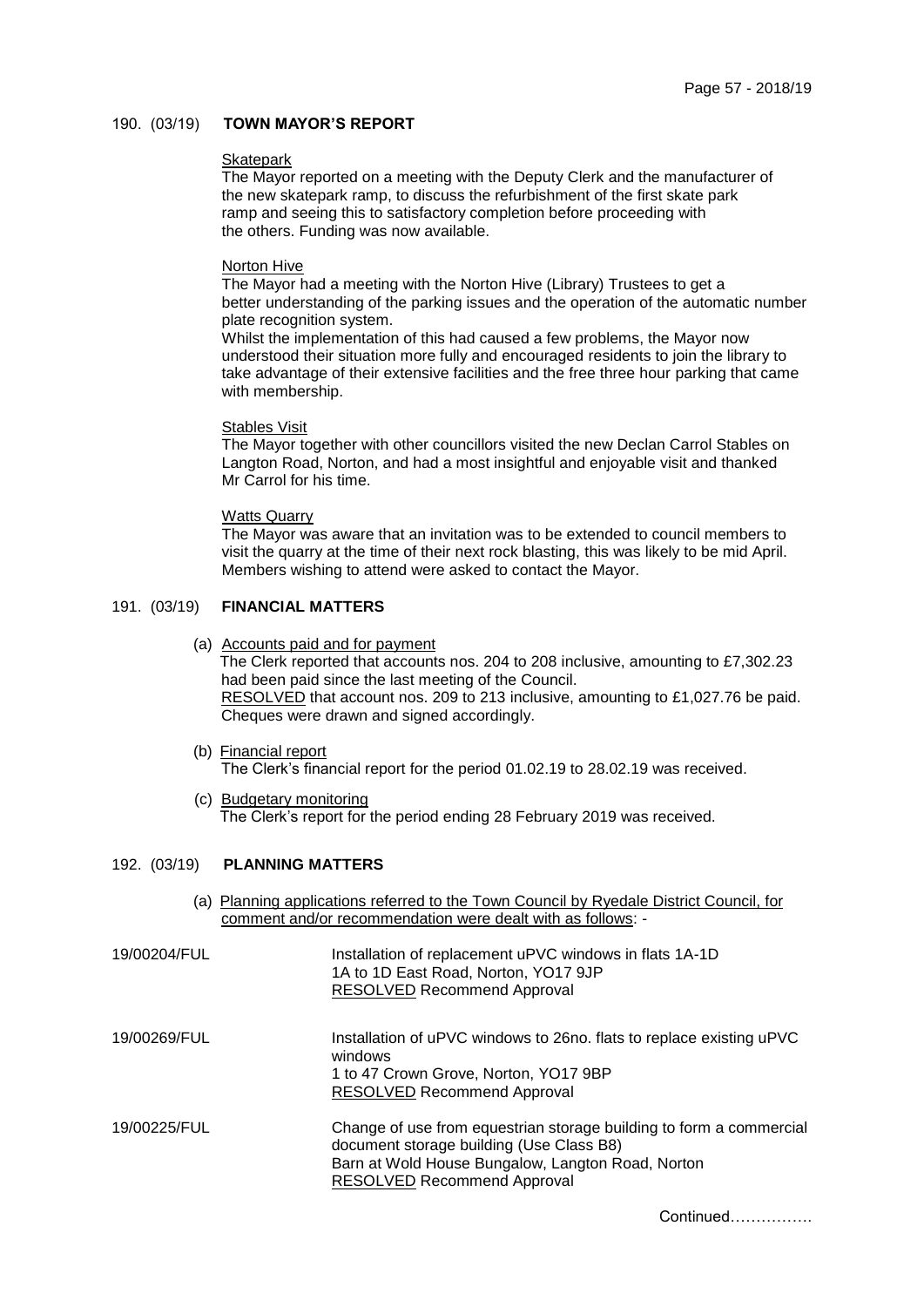## 190. (03/19) TOWN MAYOR'S REPORT

Skatepark

The Mayor reported on a meeting with the Deputy Clerk and the manufacturer of the new skatepark ramp, to discuss the refurbishment of the first skate park ramp and seeing this to satisfactory completion before proceeding with the others. Funding was now available.

Norton Hive

The Mayor had a meeting with the Norton Hive (Library) Trustees to get a better understanding of the parking issues and the operation of the automatic number plate recognition system.

Whilst the implementation of this had caused a few problems, the Mayor now understood their situation more fully and encouraged residents to join the library to take advantage of their extensive facilities and the free three hour parking that came with membership.

Stables Visit

The Mayor together with other councillors visited the new Declan Carrol Stables on Langton Road, Norton, and had a most insightful and enjoyable visit and thanked Mr Carrol for his time.

Watts Quarry

The Mayor was aware that an invitation was to be extended to council members to visit the quarry at the time of their next rock blasting, this was likely to be mid April. Members wishing to attend were asked to contact the Mayor.

## 191. (03/19) FINANCIAL MATTERS

(a) Accounts paid and for payment

The Clerk reported that accounts nos. 204 to 208 inclusive, amounting to £7,302.23 had been paid since the last meeting of the Council.

RESOLVED that account nos. 209 to 213 inclusive, amounting to £1,027.76 be paid. Cheques were drawn and signed accordingly.

(b) Financial report

The Clerk's financial report for the period 01.02.19 to 28.02.19 was received.

(c) Budgetary monitoring

The Clerk's report for the period ending 28 February 2019 was received.

## 192. (03/19) PLANNING MATTERS

(a) Planning applications referred to the Town Council by Ryedale District Council, for comment and/or recommendation were dealt with as follows: -

19/00204/FUL

Installation of replacement uPVC windows in flats 1A-1D
1A to 1D East Road, Norton, YO17 9JP
RESOLVED Recommend Approval

19/00269/FUL

Installation of uPVC windows to 26no. flats to replace existing uPVC windows
1 to 47 Crown Grove, Norton, YO17 9BP
RESOLVED Recommend Approval

19/00225/FUL

Change of use from equestrian storage building to form a commercial document storage building (Use Class B8)
Barn at Wold House Bungalow, Langton Road, Norton
RESOLVED Recommend Approval

Continued…………….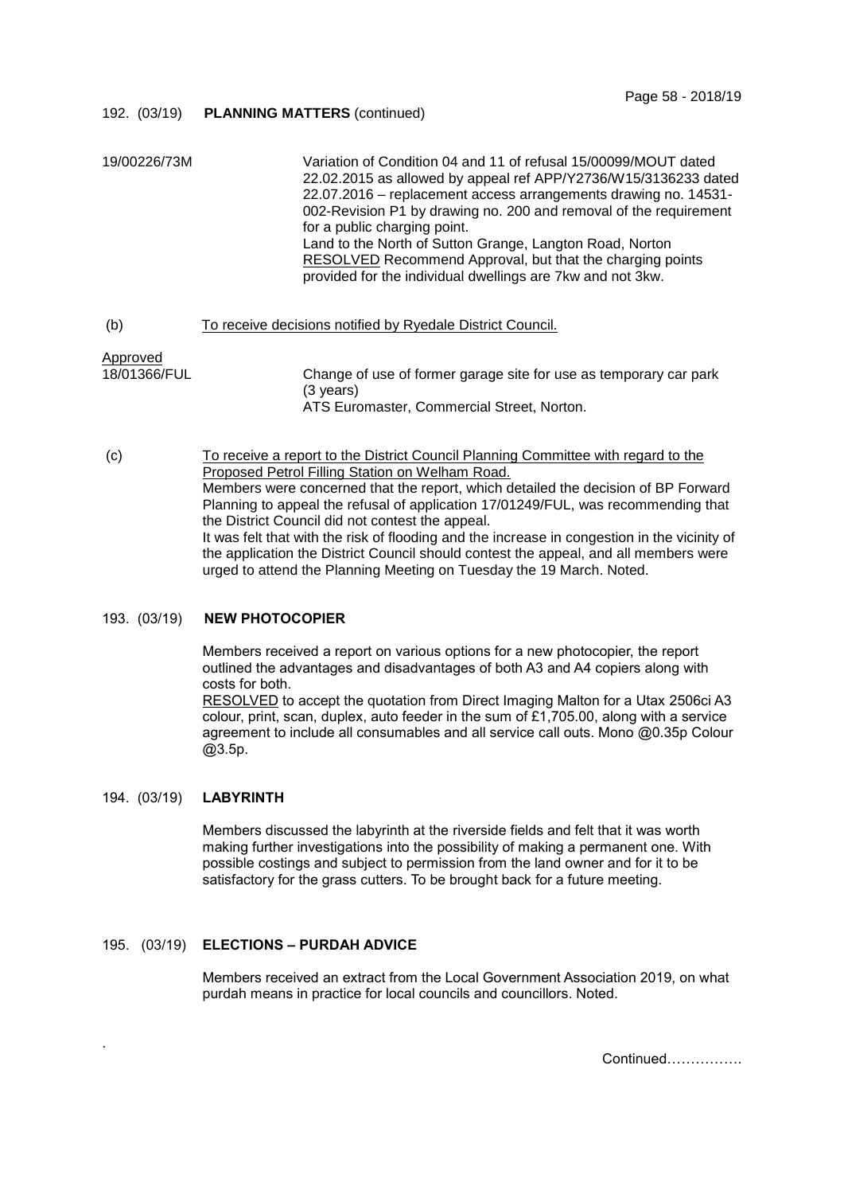192. (03/19) **PLANNING MATTERS** (continued)

19/00226/73M

Variation of Condition 04 and 11 of refusal 15/00099/MOUT dated 22.02.2015 as allowed by appeal ref APP/Y2736/W15/3136233 dated 22.07.2016 – replacement access arrangements drawing no. 14531-002-Revision P1 by drawing no. 200 and removal of the requirement for a public charging point.
Land to the North of Sutton Grange, Langton Road, Norton
RESOLVED Recommend Approval, but that the charging points provided for the individual dwellings are 7kw and not 3kw.

(b) To receive decisions notified by Ryedale District Council.

Approved

18/01366/FUL

Change of use of former garage site for use as temporary car park (3 years)
ATS Euromaster, Commercial Street, Norton.

(c) To receive a report to the District Council Planning Committee with regard to the Proposed Petrol Filling Station on Welham Road.
Members were concerned that the report, which detailed the decision of BP Forward Planning to appeal the refusal of application 17/01249/FUL, was recommending that the District Council did not contest the appeal.
It was felt that with the risk of flooding and the increase in congestion in the vicinity of the application the District Council should contest the appeal, and all members were urged to attend the Planning Meeting on Tuesday the 19 March. Noted.

193. (03/19) **NEW PHOTOCOPIER**

Members received a report on various options for a new photocopier, the report outlined the advantages and disadvantages of both A3 and A4 copiers along with costs for both.
RESOLVED to accept the quotation from Direct Imaging Malton for a Utax 2506ci A3 colour, print, scan, duplex, auto feeder in the sum of £1,705.00, along with a service agreement to include all consumables and all service call outs. Mono @0.35p Colour @3.5p.

194. (03/19) **LABYRINTH**

Members discussed the labyrinth at the riverside fields and felt that it was worth making further investigations into the possibility of making a permanent one. With possible costings and subject to permission from the land owner and for it to be satisfactory for the grass cutters. To be brought back for a future meeting.

195. (03/19) **ELECTIONS – PURDAH ADVICE**

Members received an extract from the Local Government Association 2019, on what purdah means in practice for local councils and councillors. Noted.

Continued…………….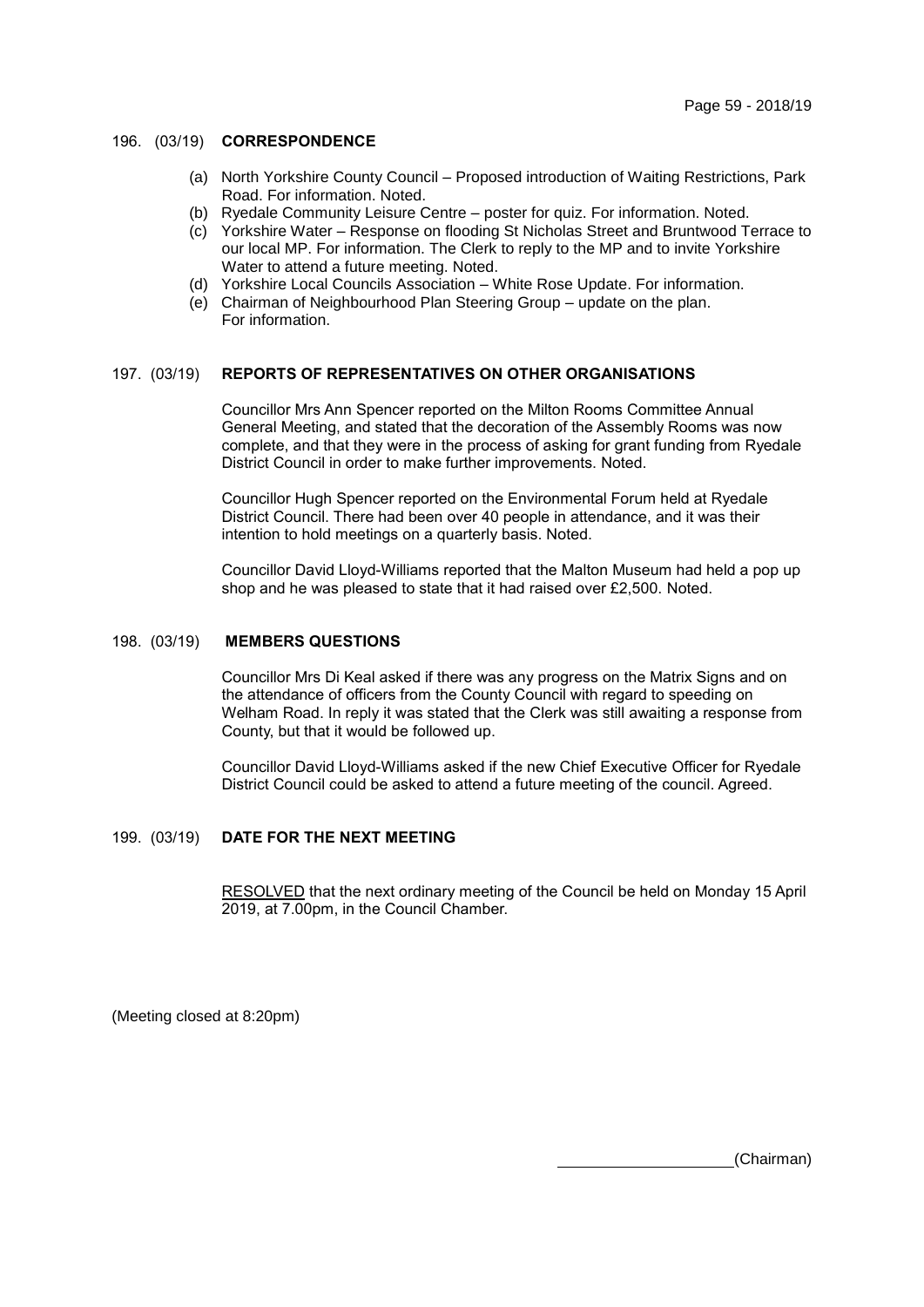## 196. (03/19) **CORRESPONDENCE**

(a) North Yorkshire County Council – Proposed introduction of Waiting Restrictions, Park Road. For information. Noted.
(b) Ryedale Community Leisure Centre – poster for quiz. For information. Noted.
(c) Yorkshire Water – Response on flooding St Nicholas Street and Bruntwood Terrace to our local MP. For information. The Clerk to reply to the MP and to invite Yorkshire Water to attend a future meeting. Noted.
(d) Yorkshire Local Councils Association – White Rose Update. For information.
(e) Chairman of Neighbourhood Plan Steering Group – update on the plan. For information.

## 197. (03/19) **REPORTS OF REPRESENTATIVES ON OTHER ORGANISATIONS**

Councillor Mrs Ann Spencer reported on the Milton Rooms Committee Annual General Meeting, and stated that the decoration of the Assembly Rooms was now complete, and that they were in the process of asking for grant funding from Ryedale District Council in order to make further improvements. Noted.

Councillor Hugh Spencer reported on the Environmental Forum held at Ryedale District Council. There had been over 40 people in attendance, and it was their intention to hold meetings on a quarterly basis. Noted.

Councillor David Lloyd-Williams reported that the Malton Museum had held a pop up shop and he was pleased to state that it had raised over £2,500. Noted.

## 198. (03/19) **MEMBERS QUESTIONS**

Councillor Mrs Di Keal asked if there was any progress on the Matrix Signs and on the attendance of officers from the County Council with regard to speeding on Welham Road. In reply it was stated that the Clerk was still awaiting a response from County, but that it would be followed up.

Councillor David Lloyd-Williams asked if the new Chief Executive Officer for Ryedale District Council could be asked to attend a future meeting of the council. Agreed.

## 199. (03/19) **DATE FOR THE NEXT MEETING**

RESOLVED that the next ordinary meeting of the Council be held on Monday 15 April 2019, at 7.00pm, in the Council Chamber.

(Meeting closed at 8:20pm)

____________________(Chairman)